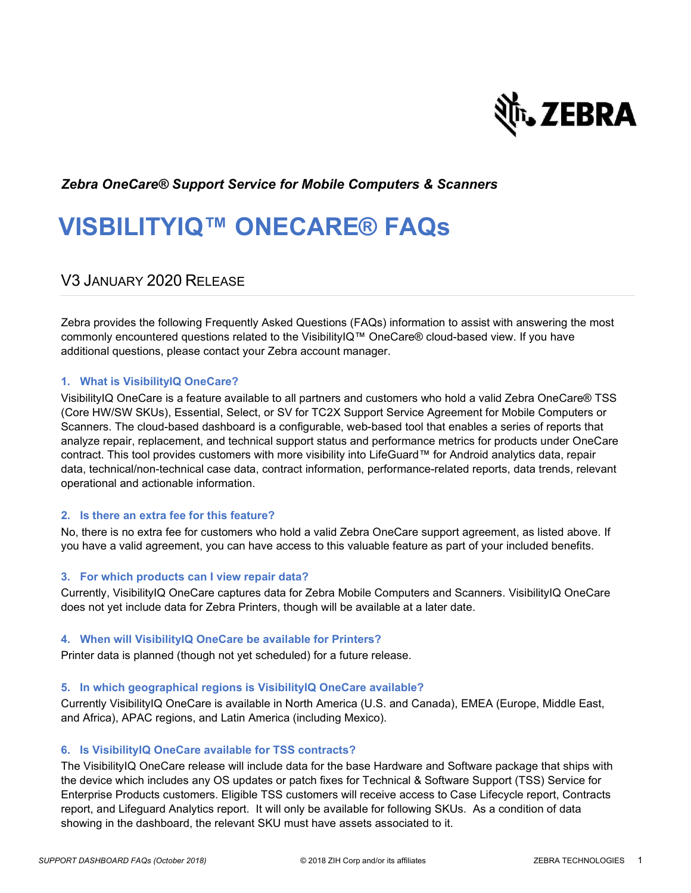*Zebra OneCare® Support Service for Mobile Computers & Scanners*

# VISBILITYIQ™ ONECARE® FAQs

## V3 JANUARY 2020 RELEASE

Zebra provides the following Frequently Asked Questions (FAQs) information to assist with answering the most commonly encountered questions related to the VisibilityIQ™ OneCare® cloud-based view. If you have additional questions, please contact your Zebra account manager.

### 1. What is VisibilityIQ OneCare?

VisibilityIQ OneCare is a feature available to all partners and customers who hold a valid Zebra OneCare® TSS (Core HW/SW SKUs), Essential, Select, or SV for TC2X Support Service Agreement for Mobile Computers or Scanners. The cloud-based dashboard is a configurable, web-based tool that enables a series of reports that analyze repair, replacement, and technical support status and performance metrics for products under OneCare contract. This tool provides customers with more visibility into LifeGuard™ for Android analytics data, repair data, technical/non-technical case data, contract information, performance-related reports, data trends, relevant operational and actionable information.

### 2. Is there an extra fee for this feature?

No, there is no extra fee for customers who hold a valid Zebra OneCare support agreement, as listed above. If you have a valid agreement, you can have access to this valuable feature as part of your included benefits.

### 3. For which products can I view repair data?

Currently, VisibilityIQ OneCare captures data for Zebra Mobile Computers and Scanners. VisibilityIQ OneCare does not yet include data for Zebra Printers, though will be available at a later date.

### 4. When will VisibilityIQ OneCare be available for Printers?

Printer data is planned (though not yet scheduled) for a future release.

### 5. In which geographical regions is VisibilityIQ OneCare available?

Currently VisibilityIQ OneCare is available in North America (U.S. and Canada), EMEA (Europe, Middle East, and Africa), APAC regions, and Latin America (including Mexico).

### 6. Is VisibilityIQ OneCare available for TSS contracts?

The VisibilityIQ OneCare release will include data for the base Hardware and Software package that ships with the device which includes any OS updates or patch fixes for Technical & Software Support (TSS) Service for Enterprise Products customers. Eligible TSS customers will receive access to Case Lifecycle report, Contracts report, and Lifeguard Analytics report. It will only be available for following SKUs. As a condition of data showing in the dashboard, the relevant SKU must have assets associated to it.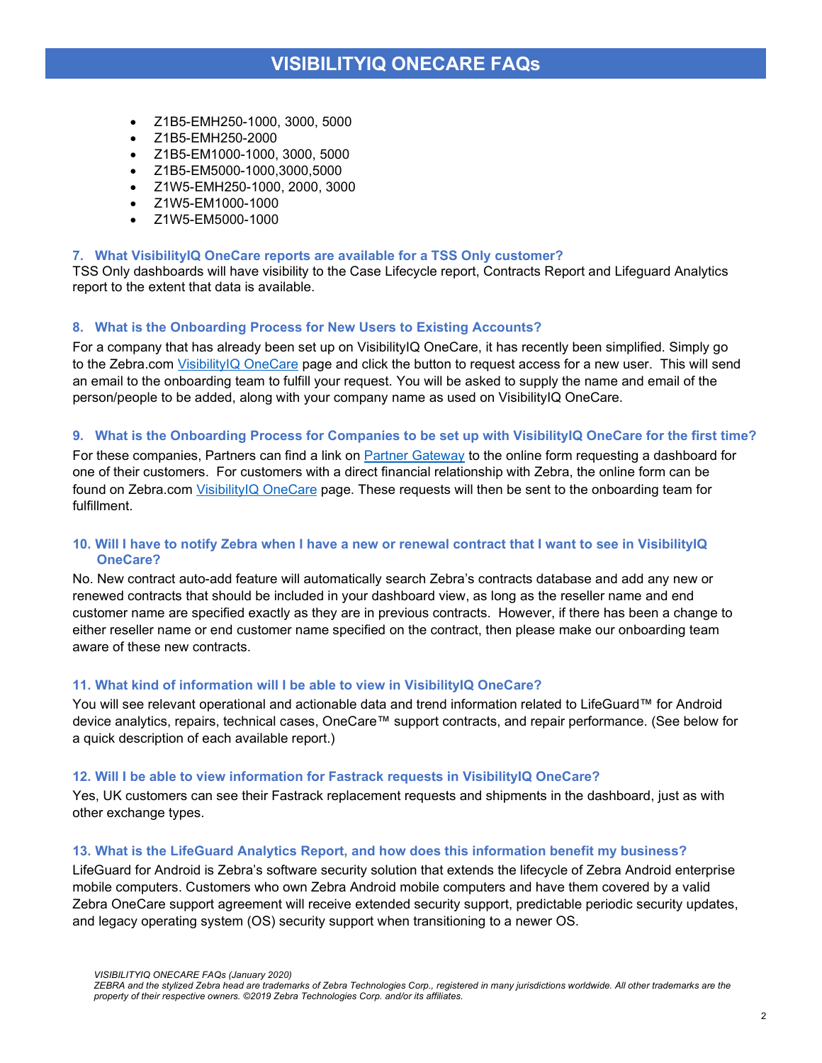- Z1B5-EMH250-1000, 3000, 5000
- Z1B5-EMH250-2000
- Z1B5-EM1000-1000, 3000, 5000
- Z1B5-EM5000-1000,3000,5000
- Z1W5-EMH250-1000, 2000, 3000
- Z1W5-EM1000-1000
- Z1W5-EM5000-1000

### 7. What VisibilityIQ OneCare reports are available for a TSS Only customer?

TSS Only dashboards will have visibility to the Case Lifecycle report, Contracts Report and Lifeguard Analytics report to the extent that data is available.

### 8. What is the Onboarding Process for New Users to Existing Accounts?

For a company that has already been set up on VisibilityIQ OneCare, it has recently been simplified. Simply go to the Zebra.com [VisibilityIQ OneCare]() page and click the button to request access for a new user. This will send an email to the onboarding team to fulfill your request. You will be asked to supply the name and email of the person/people to be added, along with your company name as used on VisibilityIQ OneCare.

### 9. What is the Onboarding Process for Companies to be set up with VisibilityIQ OneCare for the first time?

For these companies, Partners can find a link on [Partner Gateway]() to the online form requesting a dashboard for one of their customers. For customers with a direct financial relationship with Zebra, the online form can be found on Zebra.com [VisibilityIQ OneCare]() page. These requests will then be sent to the onboarding team for fulfillment.

### 10. Will I have to notify Zebra when I have a new or renewal contract that I want to see in VisibilityIQ OneCare?

No. New contract auto-add feature will automatically search Zebra's contracts database and add any new or renewed contracts that should be included in your dashboard view, as long as the reseller name and end customer name are specified exactly as they are in previous contracts. However, if there has been a change to either reseller name or end customer name specified on the contract, then please make our onboarding team aware of these new contracts.

### 11. What kind of information will I be able to view in VisibilityIQ OneCare?

You will see relevant operational and actionable data and trend information related to LifeGuard™ for Android device analytics, repairs, technical cases, OneCare™ support contracts, and repair performance. (See below for a quick description of each available report.)

### 12. Will I be able to view information for Fastrack requests in VisibilityIQ OneCare?

Yes, UK customers can see their Fastrack replacement requests and shipments in the dashboard, just as with other exchange types.

### 13. What is the LifeGuard Analytics Report, and how does this information benefit my business?

LifeGuard for Android is Zebra's software security solution that extends the lifecycle of Zebra Android enterprise mobile computers. Customers who own Zebra Android mobile computers and have them covered by a valid Zebra OneCare support agreement will receive extended security support, predictable periodic security updates, and legacy operating system (OS) security support when transitioning to a newer OS.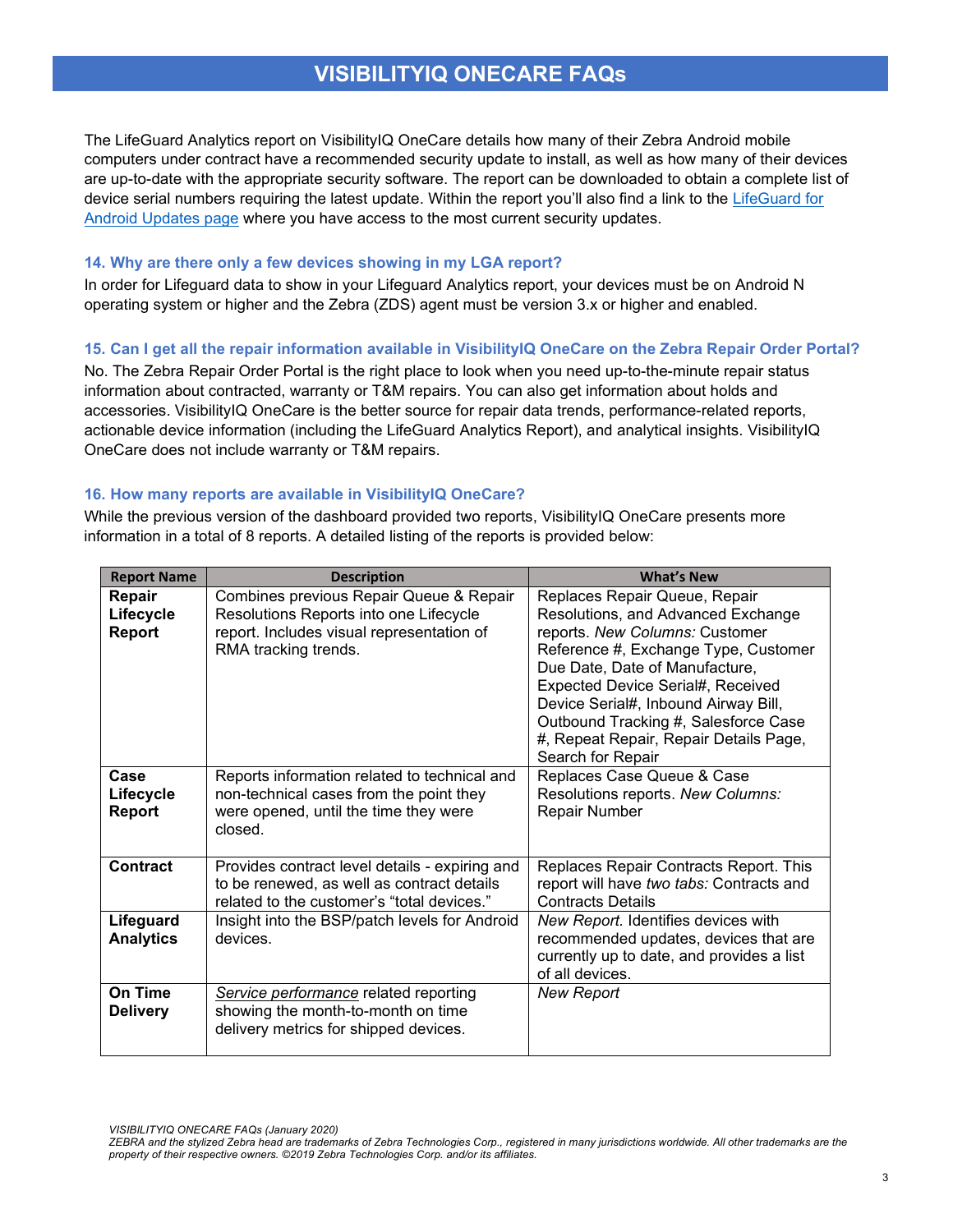# VISIBILITYIQ ONECARE FAQs

The LifeGuard Analytics report on VisibilityIQ OneCare details how many of their Zebra Android mobile computers under contract have a recommended security update to install, as well as how many of their devices are up-to-date with the appropriate security software. The report can be downloaded to obtain a complete list of device serial numbers requiring the latest update. Within the report you'll also find a link to the [LifeGuard for Android Updates page] where you have access to the most current security updates.

### 14. Why are there only a few devices showing in my LGA report?

In order for Lifeguard data to show in your Lifeguard Analytics report, your devices must be on Android N operating system or higher and the Zebra (ZDS) agent must be version 3.x or higher and enabled.

### 15. Can I get all the repair information available in VisibilityIQ OneCare on the Zebra Repair Order Portal?

No. The Zebra Repair Order Portal is the right place to look when you need up-to-the-minute repair status information about contracted, warranty or T&M repairs. You can also get information about holds and accessories. VisibilityIQ OneCare is the better source for repair data trends, performance-related reports, actionable device information (including the LifeGuard Analytics Report), and analytical insights. VisibilityIQ OneCare does not include warranty or T&M repairs.

### 16. How many reports are available in VisibilityIQ OneCare?

While the previous version of the dashboard provided two reports, VisibilityIQ OneCare presents more information in a total of 8 reports. A detailed listing of the reports is provided below:

| Report Name | Description | What's New |
|---|---|---|
| **Repair Lifecycle Report** | Combines previous Repair Queue & Repair Resolutions Reports into one Lifecycle report. Includes visual representation of RMA tracking trends. | Replaces Repair Queue, Repair Resolutions, and Advanced Exchange reports. *New Columns:* Customer Reference #, Exchange Type, Customer Due Date, Date of Manufacture, Expected Device Serial#, Received Device Serial#, Inbound Airway Bill, Outbound Tracking #, Salesforce Case #, Repair Repair, Repair Details Page, Search for Repair |
| **Case Lifecycle Report** | Reports information related to technical and non-technical cases from the point they were opened, until the time they were closed. | Replaces Case Queue & Case Resolutions reports. *New Columns:* Repair Number |
| **Contract** | Provides contract level details - expiring and to be renewed, as well as contract details related to the customer's "total devices." | Replaces Repair Contracts Report. This report will have *two tabs:* Contracts and Contracts Details |
| **Lifeguard Analytics** | Insight into the BSP/patch levels for Android devices. | *New Report.* Identifies devices with recommended updates, devices that are currently up to date, and provides a list of all devices. |
| **On Time Delivery** | *Service performance* related reporting showing the month-to-month on time delivery metrics for shipped devices. | *New Report* |

*VISIBILITYIQ ONECARE FAQs (January 2020)*
*ZEBRA and the stylized Zebra head are trademarks of Zebra Technologies Corp., registered in many jurisdictions worldwide. All other trademarks are the property of their respective owners. ©2019 Zebra Technologies Corp. and/or its affiliates.*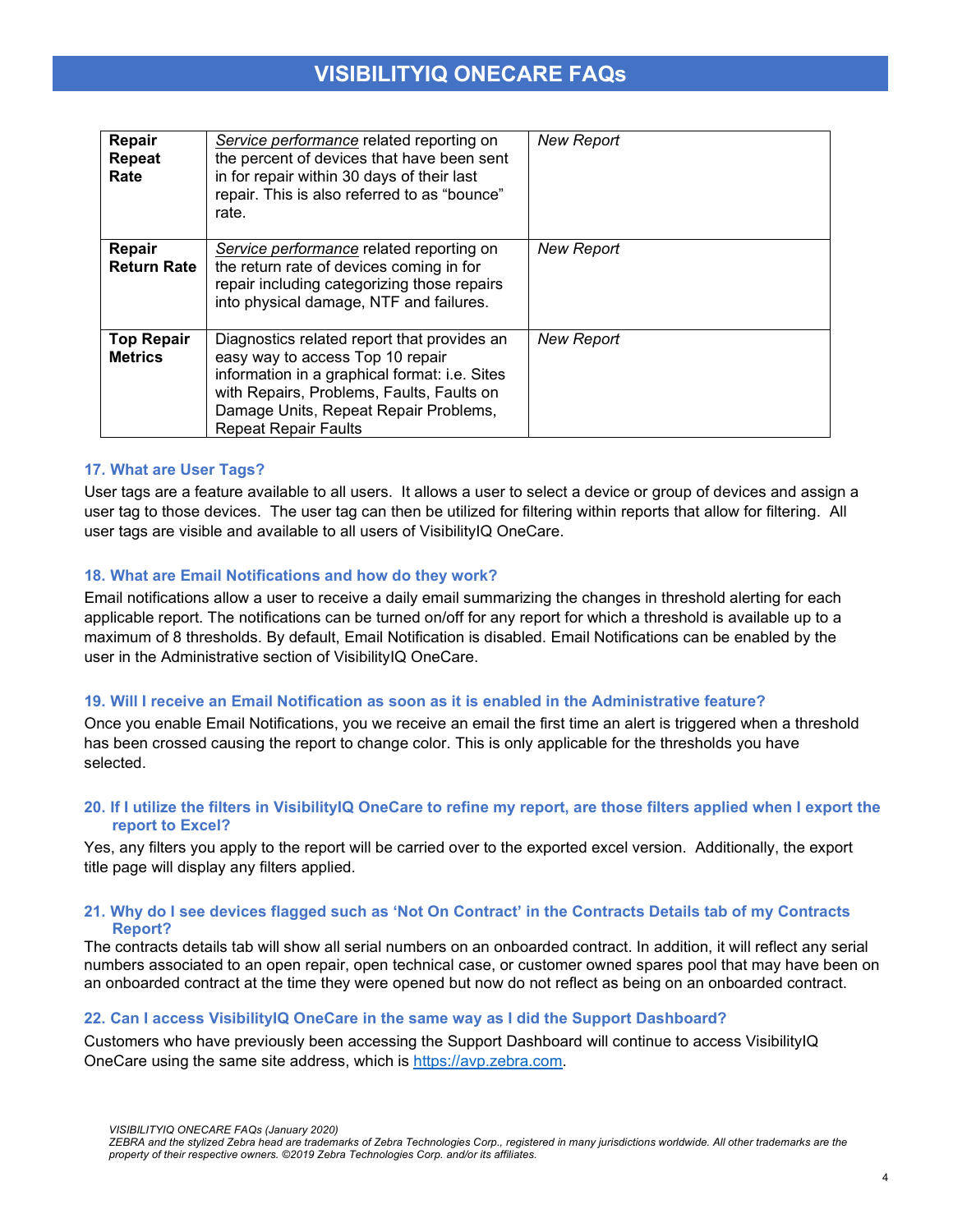| **Repair Repeat Rate** | *Service performance* related reporting on the percent of devices that have been sent in for repair within 30 days of their last repair. This is also referred to as "bounce" rate. | *New Report* |
|---|---|---|
| **Repair Return Rate** | *Service performance* related reporting on the return rate of devices coming in for repair including categorizing those repairs into physical damage, NTF and failures. | *New Report* |
| **Top Repair Metrics** | Diagnostics related report that provides an easy way to access Top 10 repair information in a graphical format: i.e. Sites with Repairs, Problems, Faults, Faults on Damage Units, Repeat Repair Problems, Repeat Repair Faults | *New Report* |

### 17. What are User Tags?

User tags are a feature available to all users. It allows a user to select a device or group of devices and assign a user tag to those devices. The user tag can then be utilized for filtering within reports that allow for filtering. All user tags are visible and available to all users of VisibilityIQ OneCare.

### 18. What are Email Notifications and how do they work?

Email notifications allow a user to receive a daily email summarizing the changes in threshold alerting for each applicable report. The notifications can be turned on/off for any report for which a threshold is available up to a maximum of 8 thresholds. By default, Email Notification is disabled. Email Notifications can be enabled by the user in the Administrative section of VisibilityIQ OneCare.

### 19. Will I receive an Email Notification as soon as it is enabled in the Administrative feature?

Once you enable Email Notifications, you we receive an email the first time an alert is triggered when a threshold has been crossed causing the report to change color. This is only applicable for the thresholds you have selected.

### 20. If I utilize the filters in VisibilityIQ OneCare to refine my report, are those filters applied when I export the report to Excel?

Yes, any filters you apply to the report will be carried over to the exported excel version. Additionally, the export title page will display any filters applied.

### 21. Why do I see devices flagged such as 'Not On Contract' in the Contracts Details tab of my Contracts Report?

The contracts details tab will show all serial numbers on an onboarded contract. In addition, it will reflect any serial numbers associated to an open repair, open technical case, or customer owned spares pool that may have been on an onboarded contract at the time they were opened but now do not reflect as being on an onboarded contract.

### 22. Can I access VisibilityIQ OneCare in the same way as I did the Support Dashboard?

Customers who have previously been accessing the Support Dashboard will continue to access VisibilityIQ OneCare using the same site address, which is https://avp.zebra.com.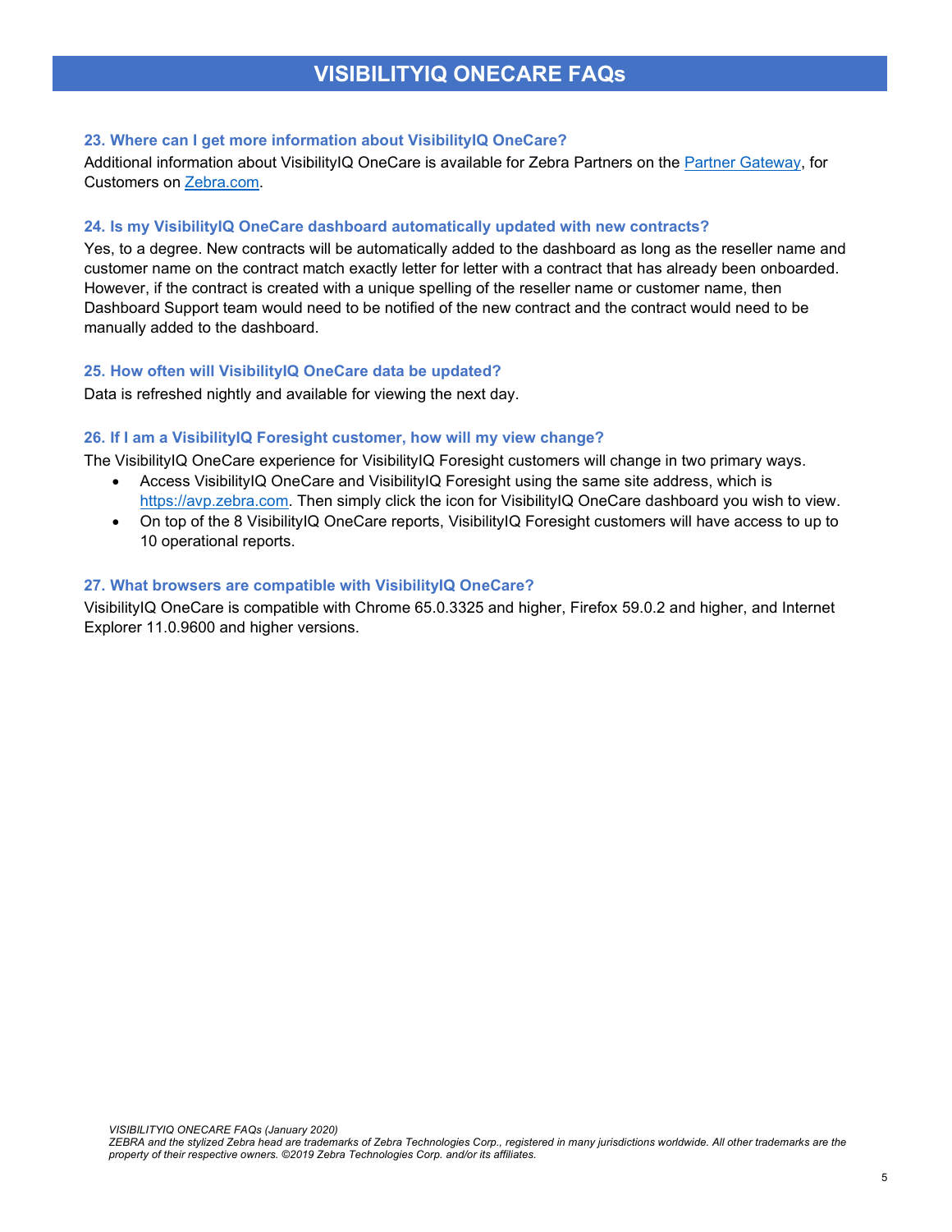# VISIBILITYIQ ONECARE FAQs

### 23. Where can I get more information about VisibilityIQ OneCare?

Additional information about VisibilityIQ OneCare is available for Zebra Partners on the Partner Gateway, for Customers on Zebra.com.

### 24. Is my VisibilityIQ OneCare dashboard automatically updated with new contracts?

Yes, to a degree. New contracts will be automatically added to the dashboard as long as the reseller name and customer name on the contract match exactly letter for letter with a contract that has already been onboarded. However, if the contract is created with a unique spelling of the reseller name or customer name, then Dashboard Support team would need to be notified of the new contract and the contract would need to be manually added to the dashboard.

### 25. How often will VisibilityIQ OneCare data be updated?

Data is refreshed nightly and available for viewing the next day.

### 26. If I am a VisibilityIQ Foresight customer, how will my view change?

The VisibilityIQ OneCare experience for VisibilityIQ Foresight customers will change in two primary ways.

- Access VisibilityIQ OneCare and VisibilityIQ Foresight using the same site address, which is https://avp.zebra.com. Then simply click the icon for VisibilityIQ OneCare dashboard you wish to view.
- On top of the 8 VisibilityIQ OneCare reports, VisibilityIQ Foresight customers will have access to up to 10 operational reports.

### 27. What browsers are compatible with VisibilityIQ OneCare?

VisibilityIQ OneCare is compatible with Chrome 65.0.3325 and higher, Firefox 59.0.2 and higher, and Internet Explorer 11.0.9600 and higher versions.

*VISIBILITYIQ ONECARE FAQs (January 2020)*
*ZEBRA and the stylized Zebra head are trademarks of Zebra Technologies Corp., registered in many jurisdictions worldwide. All other trademarks are the property of their respective owners. ©2019 Zebra Technologies Corp. and/or its affiliates.*